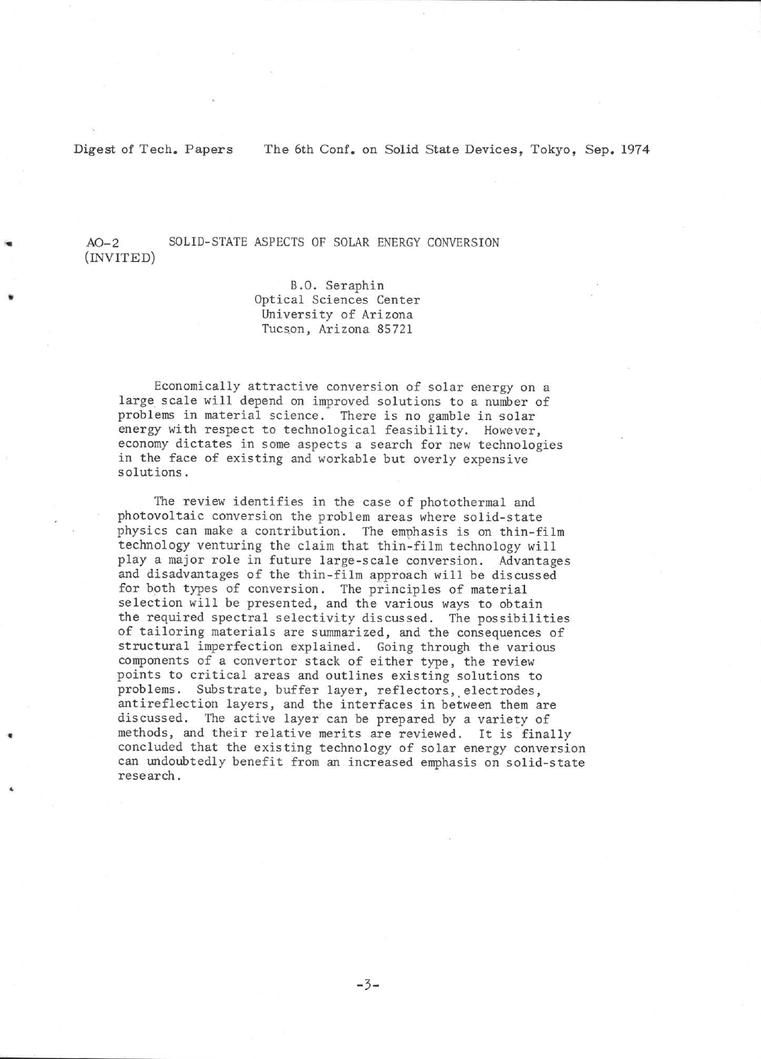AO-2 (INVITED)

# SOLID-STATE ASPECTS OF SOLAR ENERGY CONVERSION

B.O. Seraphin
Optical Sciences Center
University of Arizona
Tucson, Arizona 85721

Economically attractive conversion of solar energy on a large scale will depend on improved solutions to a number of problems in material science. There is no gamble in solar energy with respect to technological feasibility. However, economy dictates in some aspects a search for new technologies in the face of existing and workable but overly expensive solutions.

The review identifies in the case of photothermal and photovoltaic conversion the problem areas where solid-state physics can make a contribution. The emphasis is on thin-film technology venturing the claim that thin-film technology will play a major role in future large-scale conversion. Advantages and disadvantages of the thin-film approach will be discussed for both types of conversion. The principles of material selection will be presented, and the various ways to obtain the required spectral selectivity discussed. The possibilities of tailoring materials are summarized, and the consequences of structural imperfection explained. Going through the various components of a convertor stack of either type, the review points to critical areas and outlines existing solutions to problems. Substrate, buffer layer, reflectors, electrodes, antireflection layers, and the interfaces in between them are discussed. The active layer can be prepared by a variety of methods, and their relative merits are reviewed. It is finally concluded that the existing technology of solar energy conversion can undoubtedly benefit from an increased emphasis on solid-state research.